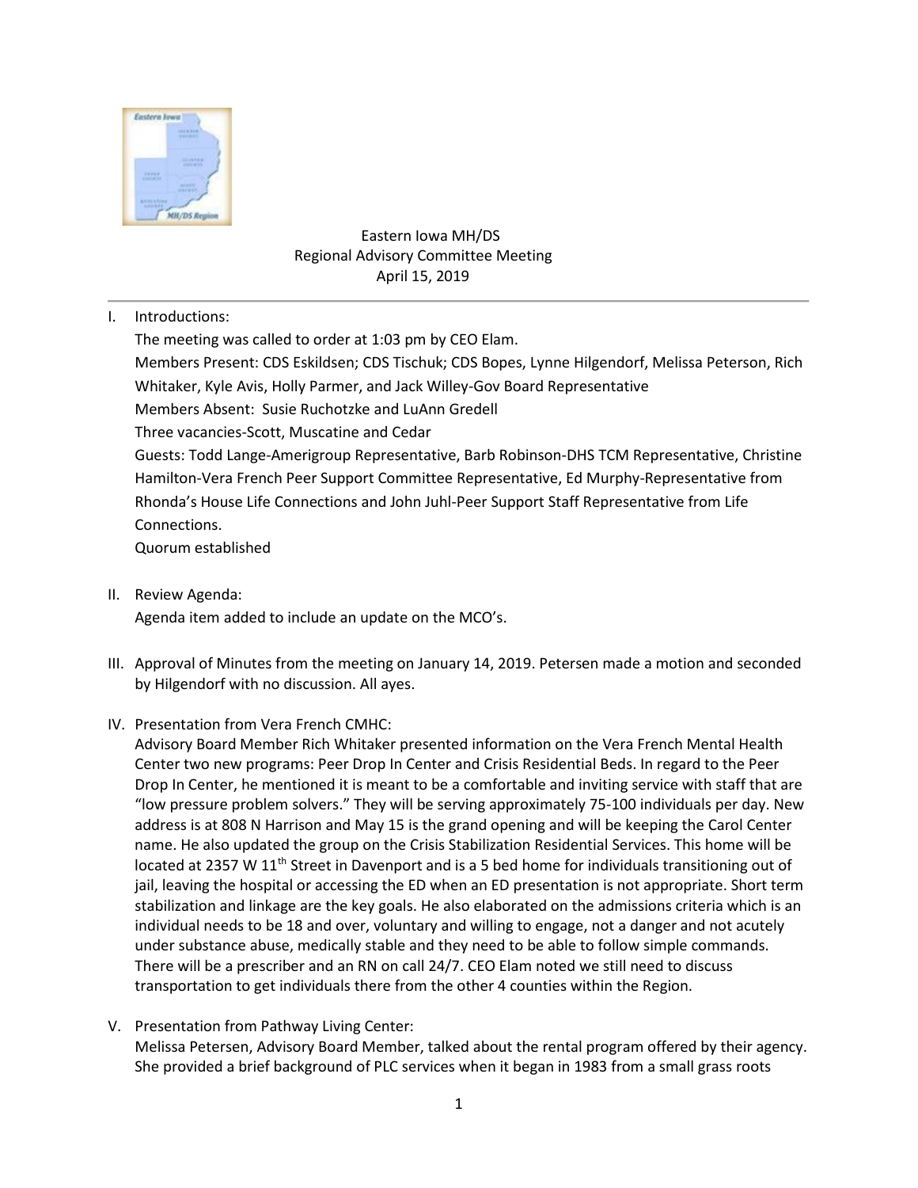Eastern Iowa MH/DS
Regional Advisory Committee Meeting
April 15, 2019

I. Introductions:

The meeting was called to order at 1:03 pm by CEO Elam.

Members Present: CDS Eskildsen; CDS Tischuk; CDS Bopes, Lynne Hilgendorf, Melissa Peterson, Rich Whitaker, Kyle Avis, Holly Parmer, and Jack Willey-Gov Board Representative

Members Absent: Susie Ruchotzke and LuAnn Gredell

Three vacancies-Scott, Muscatine and Cedar

Guests: Todd Lange-Amerigroup Representative, Barb Robinson-DHS TCM Representative, Christine Hamilton-Vera French Peer Support Committee Representative, Ed Murphy-Representative from Rhonda's House Life Connections and John Juhl-Peer Support Staff Representative from Life Connections.

Quorum established

II. Review Agenda:

Agenda item added to include an update on the MCO's.

III. Approval of Minutes from the meeting on January 14, 2019. Petersen made a motion and seconded by Hilgendorf with no discussion. All ayes.

IV. Presentation from Vera French CMHC:

Advisory Board Member Rich Whitaker presented information on the Vera French Mental Health Center two new programs: Peer Drop In Center and Crisis Residential Beds. In regard to the Peer Drop In Center, he mentioned it is meant to be a comfortable and inviting service with staff that are "low pressure problem solvers." They will be serving approximately 75-100 individuals per day. New address is at 808 N Harrison and May 15 is the grand opening and will be keeping the Carol Center name. He also updated the group on the Crisis Stabilization Residential Services. This home will be located at 2357 W 11th Street in Davenport and is a 5 bed home for individuals transitioning out of jail, leaving the hospital or accessing the ED when an ED presentation is not appropriate. Short term stabilization and linkage are the key goals. He also elaborated on the admissions criteria which is an individual needs to be 18 and over, voluntary and willing to engage, not a danger and not acutely under substance abuse, medically stable and they need to be able to follow simple commands. There will be a prescriber and an RN on call 24/7. CEO Elam noted we still need to discuss transportation to get individuals there from the other 4 counties within the Region.

V. Presentation from Pathway Living Center:

Melissa Petersen, Advisory Board Member, talked about the rental program offered by their agency. She provided a brief background of PLC services when it began in 1983 from a small grass roots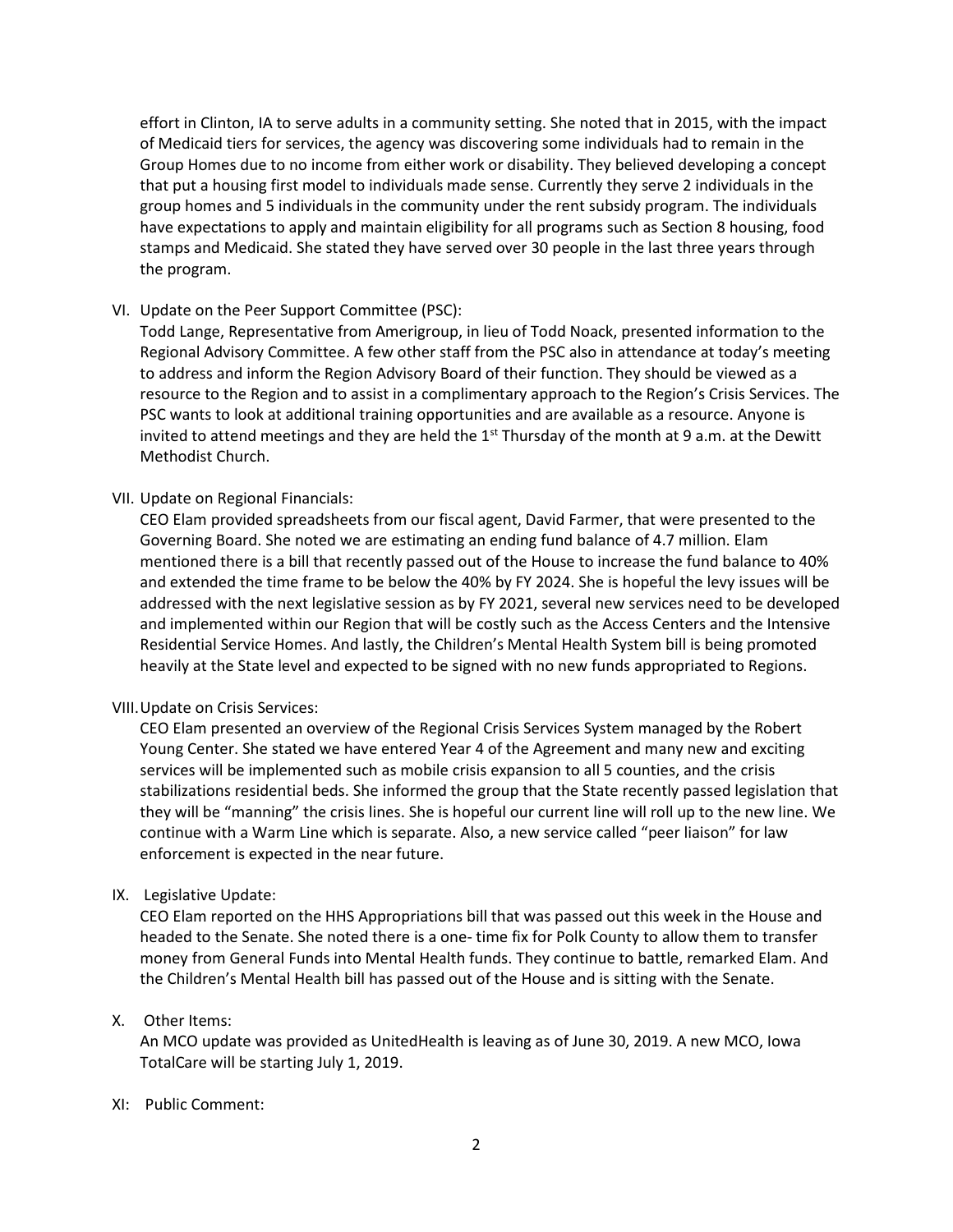effort in Clinton, IA to serve adults in a community setting. She noted that in 2015, with the impact of Medicaid tiers for services, the agency was discovering some individuals had to remain in the Group Homes due to no income from either work or disability. They believed developing a concept that put a housing first model to individuals made sense. Currently they serve 2 individuals in the group homes and 5 individuals in the community under the rent subsidy program. The individuals have expectations to apply and maintain eligibility for all programs such as Section 8 housing, food stamps and Medicaid. She stated they have served over 30 people in the last three years through the program.

VI. Update on the Peer Support Committee (PSC):

Todd Lange, Representative from Amerigroup, in lieu of Todd Noack, presented information to the Regional Advisory Committee. A few other staff from the PSC also in attendance at today's meeting to address and inform the Region Advisory Board of their function. They should be viewed as a resource to the Region and to assist in a complimentary approach to the Region's Crisis Services. The PSC wants to look at additional training opportunities and are available as a resource. Anyone is invited to attend meetings and they are held the 1st Thursday of the month at 9 a.m. at the Dewitt Methodist Church.

VII. Update on Regional Financials:

CEO Elam provided spreadsheets from our fiscal agent, David Farmer, that were presented to the Governing Board. She noted we are estimating an ending fund balance of 4.7 million. Elam mentioned there is a bill that recently passed out of the House to increase the fund balance to 40% and extended the time frame to be below the 40% by FY 2024. She is hopeful the levy issues will be addressed with the next legislative session as by FY 2021, several new services need to be developed and implemented within our Region that will be costly such as the Access Centers and the Intensive Residential Service Homes. And lastly, the Children's Mental Health System bill is being promoted heavily at the State level and expected to be signed with no new funds appropriated to Regions.

VIII. Update on Crisis Services:

CEO Elam presented an overview of the Regional Crisis Services System managed by the Robert Young Center. She stated we have entered Year 4 of the Agreement and many new and exciting services will be implemented such as mobile crisis expansion to all 5 counties, and the crisis stabilizations residential beds. She informed the group that the State recently passed legislation that they will be "manning" the crisis lines. She is hopeful our current line will roll up to the new line. We continue with a Warm Line which is separate. Also, a new service called "peer liaison" for law enforcement is expected in the near future.

IX. Legislative Update:

CEO Elam reported on the HHS Appropriations bill that was passed out this week in the House and headed to the Senate. She noted there is a one- time fix for Polk County to allow them to transfer money from General Funds into Mental Health funds. They continue to battle, remarked Elam. And the Children's Mental Health bill has passed out of the House and is sitting with the Senate.

X. Other Items:

An MCO update was provided as UnitedHealth is leaving as of June 30, 2019. A new MCO, Iowa TotalCare will be starting July 1, 2019.

XI: Public Comment: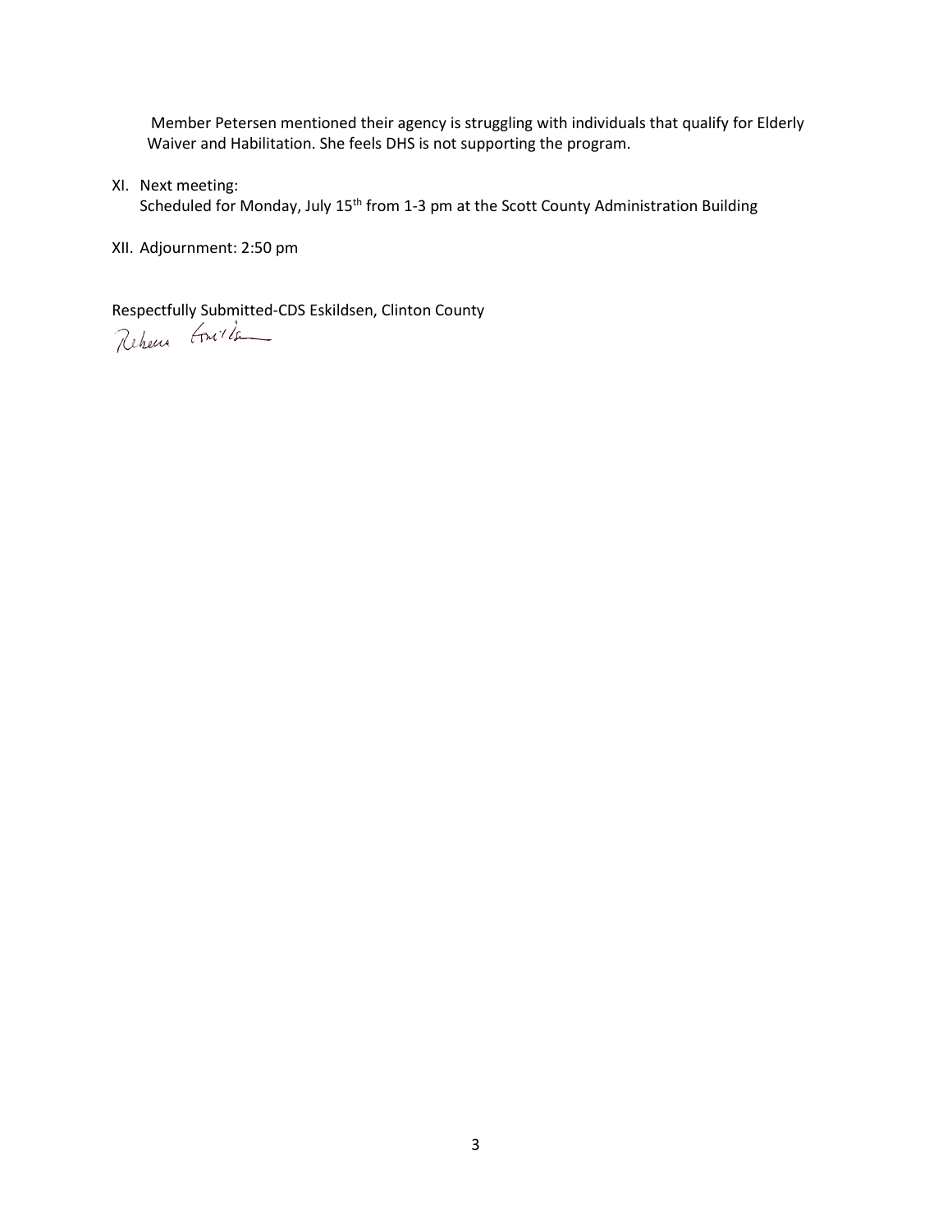Member Petersen mentioned their agency is struggling with individuals that qualify for Elderly Waiver and Habilitation. She feels DHS is not supporting the program.

XI. Next meeting:
Scheduled for Monday, July 15th from 1-3 pm at the Scott County Administration Building

XII. Adjournment: 2:50 pm

Respectfully Submitted-CDS Eskildsen, Clinton County